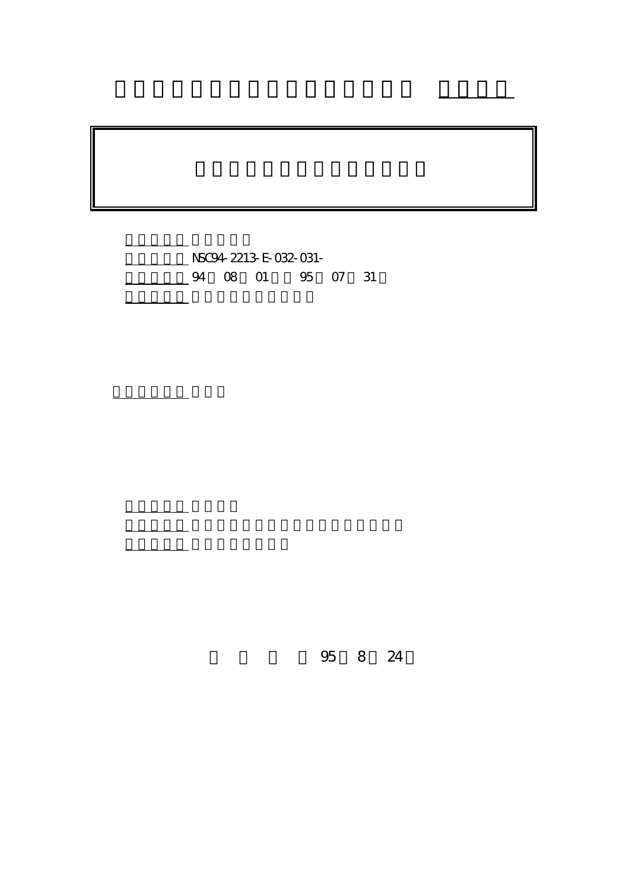NSC94-2213-E-032-031-

94 08 01 95 07 31

95 8 24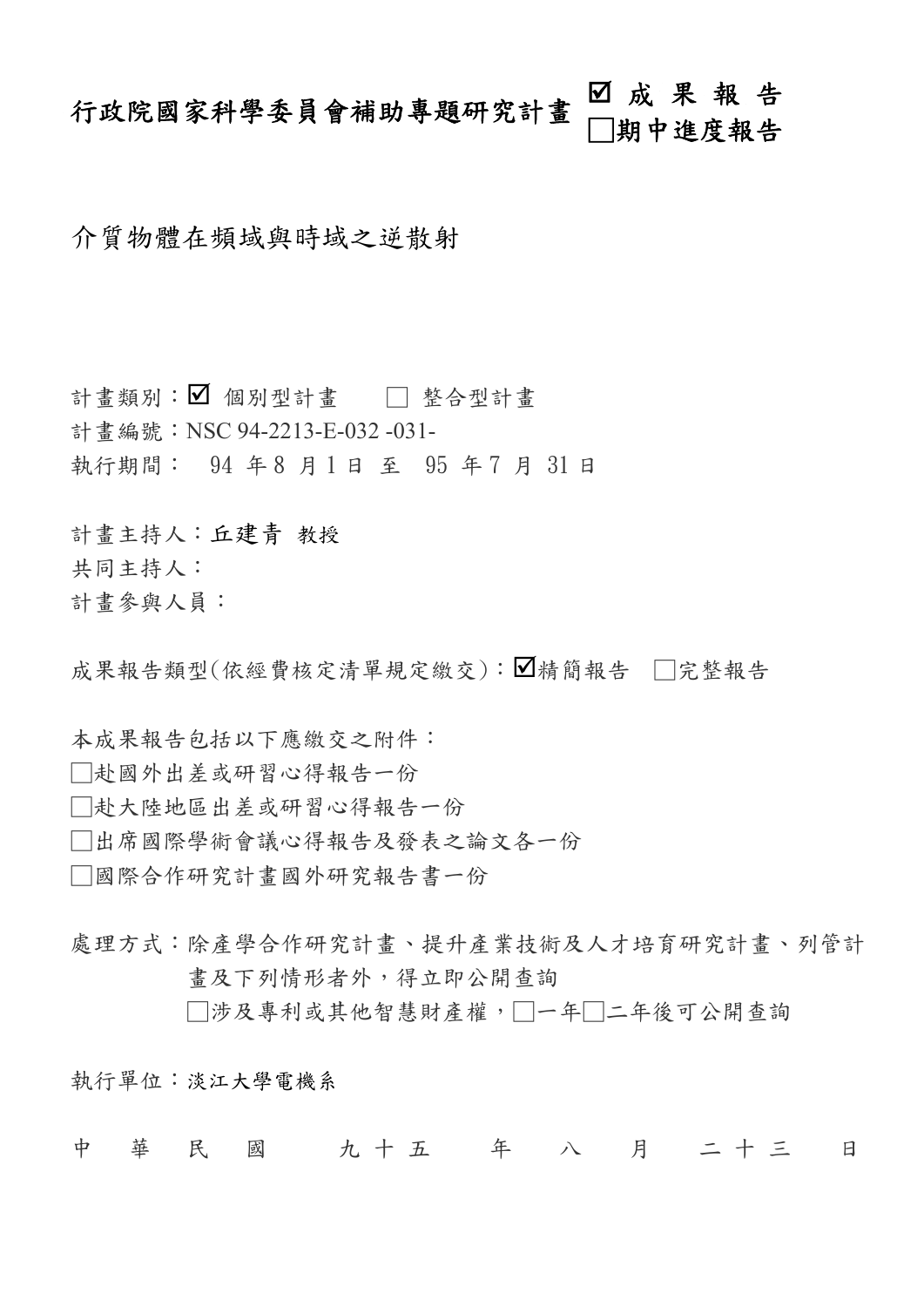# 行政院國家科學委員會補助專題研究計畫 ☑ 成果報告 □期中進度報告

介質物體在頻域與時域之逆散射

計畫類別：☑ 個別型計畫　□ 整合型計畫

計畫編號：NSC 94-2213-E-032 -031-

執行期間： 94 年 8 月 1 日 至 95 年 7 月 31 日

計畫主持人：丘建青 教授

共同主持人：

計畫參與人員：

成果報告類型(依經費核定清單規定繳交)：☑精簡報告 □完整報告

本成果報告包括以下應繳交之附件：

□赴國外出差或研習心得報告一份

□赴大陸地區出差或研習心得報告一份

□出席國際學術會議心得報告及發表之論文各一份

□國際合作研究計畫國外研究報告書一份

處理方式：除產學合作研究計畫、提升產業技術及人才培育研究計畫、列管計畫及下列情形者外，得立即公開查詢

□涉及專利或其他智慧財產權，□一年□二年後可公開查詢

執行單位：淡江大學電機系

中 華 民 國 九 十 五 年 八 月 二 十 三 日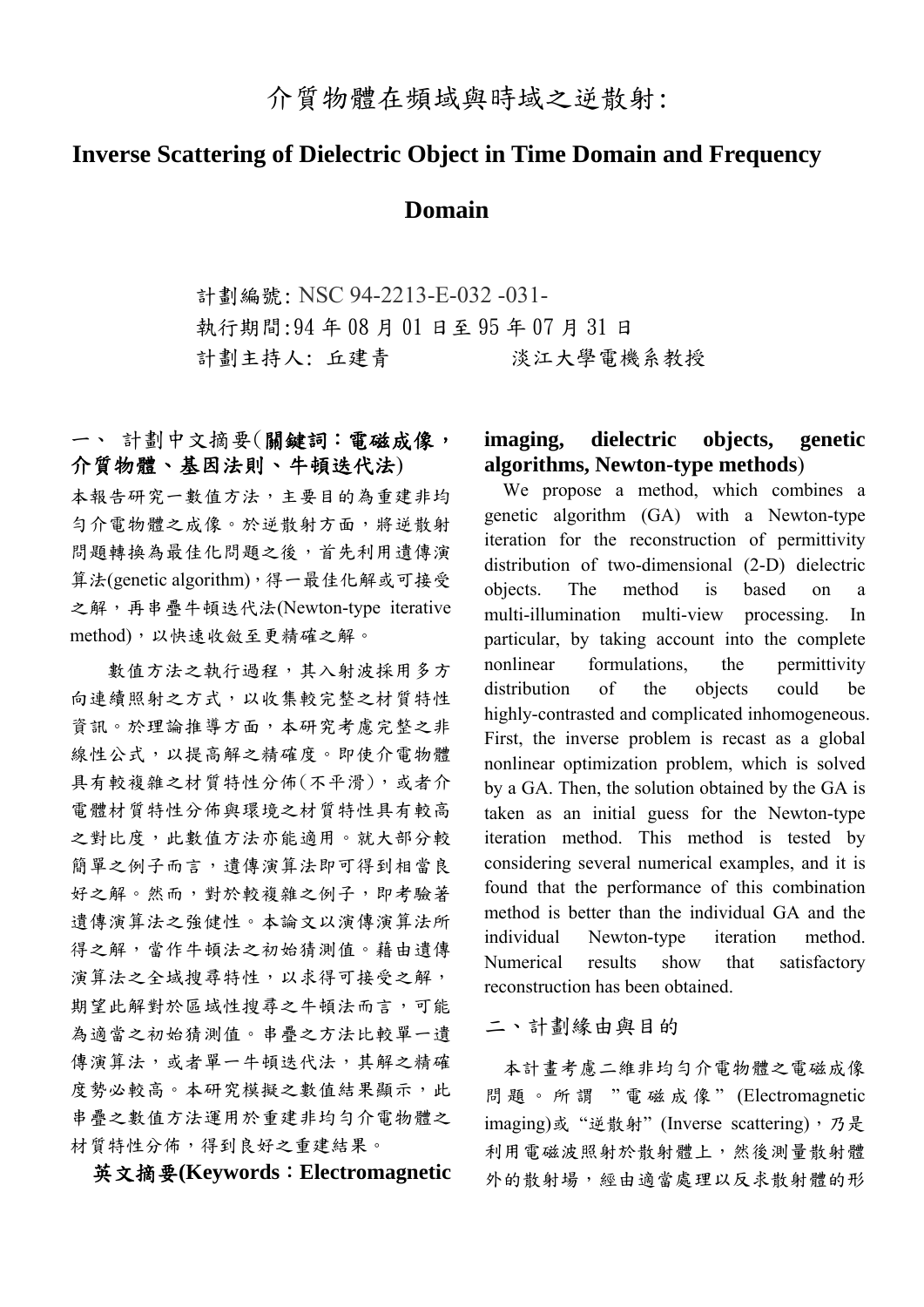# 介質物體在頻域與時域之逆散射:

# Inverse Scattering of Dielectric Object in Time Domain and Frequency Domain

計劃編號: NSC 94-2213-E-032 -031-

執行期間:94 年 08 月 01 日至 95 年 07 月 31 日

計劃主持人: 丘建青　　　　淡江大學電機系教授

## 一、 計劃中文摘要(**關鍵詞：電磁成像，介質物體、基因法則、牛頓迭代法**)

本報告研究一數值方法，主要目的為重建非均勻介電物體之成像。於逆散射方面，將逆散射問題轉換為最佳化問題之後，首先利用遺傳演算法(genetic algorithm)，得一最佳化解或可接受之解，再串疊牛頓迭代法(Newton-type iterative method)，以快速收斂至更精確之解。

數值方法之執行過程，其入射波採用多方向連續照射之方式，以收集較完整之材質特性資訊。於理論推導方面，本研究考慮完整之非線性公式，以提高解之精確度。即使介電物體具有較複雜之材質特性分佈(不平滑)，或者介電體材質特性分佈與環境之材質特性具有較高之對比度，此數值方法亦能適用。就大部分較簡單之例子而言，遺傳演算法即可得到相當良好之解。然而，對於較複雜之例子，即考驗著遺傳演算法之強健性。本論文以演傳演算法所得之解，當作牛頓法之初始猜測值。藉由遺傳演算法之全域搜尋特性，以求得可接受之解，期望此解對於區域性搜尋之牛頓法而言，可能為適當之初始猜測值。串疊之方法比較單一遺傳演算法，或者單一牛頓迭代法，其解之精確度勢必較高。本研究模擬之數值結果顯示，此串疊之數值方法運用於重建非均勻介電物體之材質特性分佈，得到良好之重建結果。

**英文摘要(Keywords：Electromagnetic imaging, dielectric objects, genetic algorithms, Newton-type methods)**

We propose a method, which combines a genetic algorithm (GA) with a Newton-type iteration for the reconstruction of permittivity distribution of two-dimensional (2-D) dielectric objects. The method is based on a multi-illumination multi-view processing. In particular, by taking account into the complete nonlinear formulations, the permittivity distribution of the objects could be highly-contrasted and complicated inhomogeneous. First, the inverse problem is recast as a global nonlinear optimization problem, which is solved by a GA. Then, the solution obtained by the GA is taken as an initial guess for the Newton-type iteration method. This method is tested by considering several numerical examples, and it is found that the performance of this combination method is better than the individual GA and the individual Newton-type iteration method. Numerical results show that satisfactory reconstruction has been obtained.

## 二、計劃緣由與目的

本計畫考慮二維非均勻介電物體之電磁成像問題。所謂 ”電磁成像” (Electromagnetic imaging)或“逆散射”(Inverse scattering)，乃是利用電磁波照射於散射體上，然後測量散射體外的散射場，經由適當處理以反求散射體的形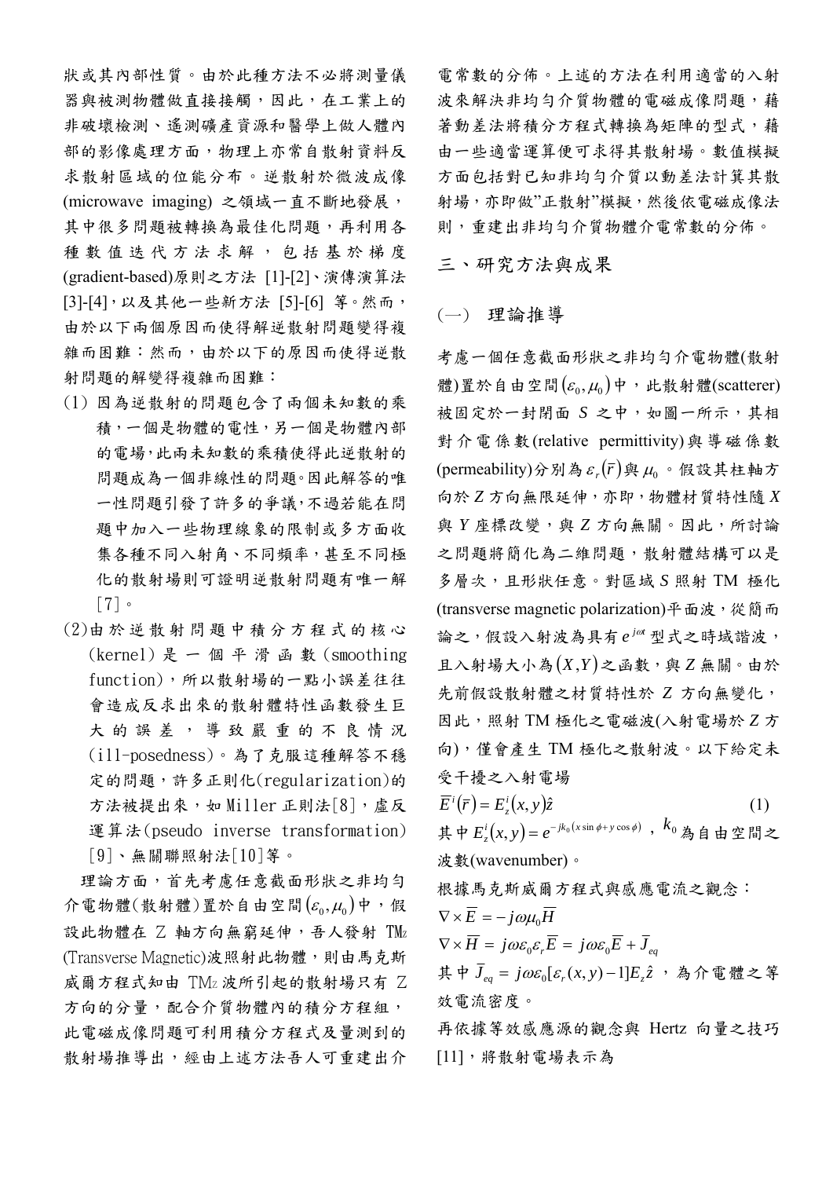狀或其內部性質。由於此種方法不必將測量儀器與被測物體做直接接觸，因此，在工業上的非破壞檢測、遙測礦產資源和醫學上做人體內部的影像處理方面，物理上亦常自散射資料反求散射區域的位能分布。逆散射於微波成像(microwave imaging) 之領域一直不斷地發展，其中很多問題被轉換為最佳化問題，再利用各種數值迭代方法求解，包括基於梯度(gradient-based)原則之方法 [1]-[2]、演傳演算法[3]-[4]，以及其他一些新方法 [5]-[6] 等。然而，由於以下兩個原因而使得解逆散射問題變得複雜而困難：然而，由於以下的原因而使得逆散射問題的解變得複雜而困難：

(1) 因為逆散射的問題包含了兩個未知數的乘積，一個是物體的電性，另一個是物體內部的電場，此兩未知數的乘積使得此逆散射的問題成為一個非線性的問題。因此解答的唯一性問題引發了許多的爭議，不過若能在問題中加入一些物理線象的限制或多方面收集各種不同入射角、不同頻率，甚至不同極化的散射場則可證明逆散射問題有唯一解[7]。

(2)由於逆散射問題中積分方程式的核心(kernel) 是一個平滑函數(smoothing function)，所以散射場的一點小誤差往往會造成反求出來的散射體特性函數發生巨大的誤差，導致嚴重的不良情況(ill-posedness)。為了克服這種解答不穩定的問題，許多正則化(regularization)的方法被提出來，如 Miller 正則法[8]，虛反運算法(pseudo inverse transformation)[9]、無關聯照射法[10]等。

理論方面，首先考慮任意截面形狀之非均勻介電物體(散射體)置於自由空間$(\varepsilon_0,\mu_0)$中，假設此物體在 Z 軸方向無窮延伸，吾人發射 TMz (Transverse Magnetic)波照射此物體，則由馬克斯威爾方程式知由 TMz 波所引起的散射場只有 Z 方向的分量，配合介質物體內的積分方程組，此電磁成像問題可利用積分方程式及量測到的散射場推導出，經由上述方法吾人可重建出介電常數的分佈。上述的方法在利用適當的入射波來解決非均勻介質物體的電磁成像問題，藉著動差法將積分方程式轉換為矩陣的型式，藉由一些適當運算便可求得其散射場。數值模擬方面包括對已知非均勻介質以動差法計算其散射場，亦即做"正散射"模擬，然後依電磁成像法則，重建出非均勻介質物體介電常數的分佈。

## 三、研究方法與成果

### (一) 理論推導

考慮一個任意截面形狀之非均勻介電物體(散射體)置於自由空間$(\varepsilon_0,\mu_0)$中，此散射體(scatterer)被固定於一封閉面 $S$ 之中，如圖一所示，其相對介電係數(relative permittivity)與導磁係數(permeability)分別為$\varepsilon_r(\bar{r})$與$\mu_0$。假設其柱軸方向於 $Z$ 方向無限延伸，亦即，物體材質特性隨 $X$ 與 $Y$ 座標改變，與 $Z$ 方向無關。因此，所討論之問題將簡化為二維問題，散射體結構可以是多層次，且形狀任意。對區域 $S$ 照射 TM 極化(transverse magnetic polarization)平面波，從簡而論之，假設入射波為具有$e^{j\omega t}$型式之時域諧波，且入射場大小為$(X,Y)$之函數，與 $Z$ 無關。由於先前假設散射體之材質特性於 $Z$ 方向無變化，因此，照射 TM 極化之電磁波(入射電場於 $Z$ 方向)，僅會產生 TM 極化之散射波。以下給定未受干擾之入射電場

$$\bar{E}^i(\bar{r}) = E_z^i(x,y)\hat{z} \tag{1}$$

其中 $E_z^i(x,y) = e^{-jk_0(x\sin\phi + y\cos\phi)}$，$k_0$為自由空間之波數(wavenumber)。

根據馬克斯威爾方程式與感應電流之觀念：

$$\nabla\times\bar{E} = -j\omega\mu_0\bar{H}$$

$$\nabla\times\bar{H} = j\omega\varepsilon_0\varepsilon_r\bar{E} = j\omega\varepsilon_0\bar{E} + \bar{J}_{eq}$$

其中 $\bar{J}_{eq} = j\omega\varepsilon_0[\varepsilon_r(x,y)-1]E_z\hat{z}$，為介電體之等效電流密度。

再依據等效感應源的觀念與 Hertz 向量之技巧[11]，將散射電場表示為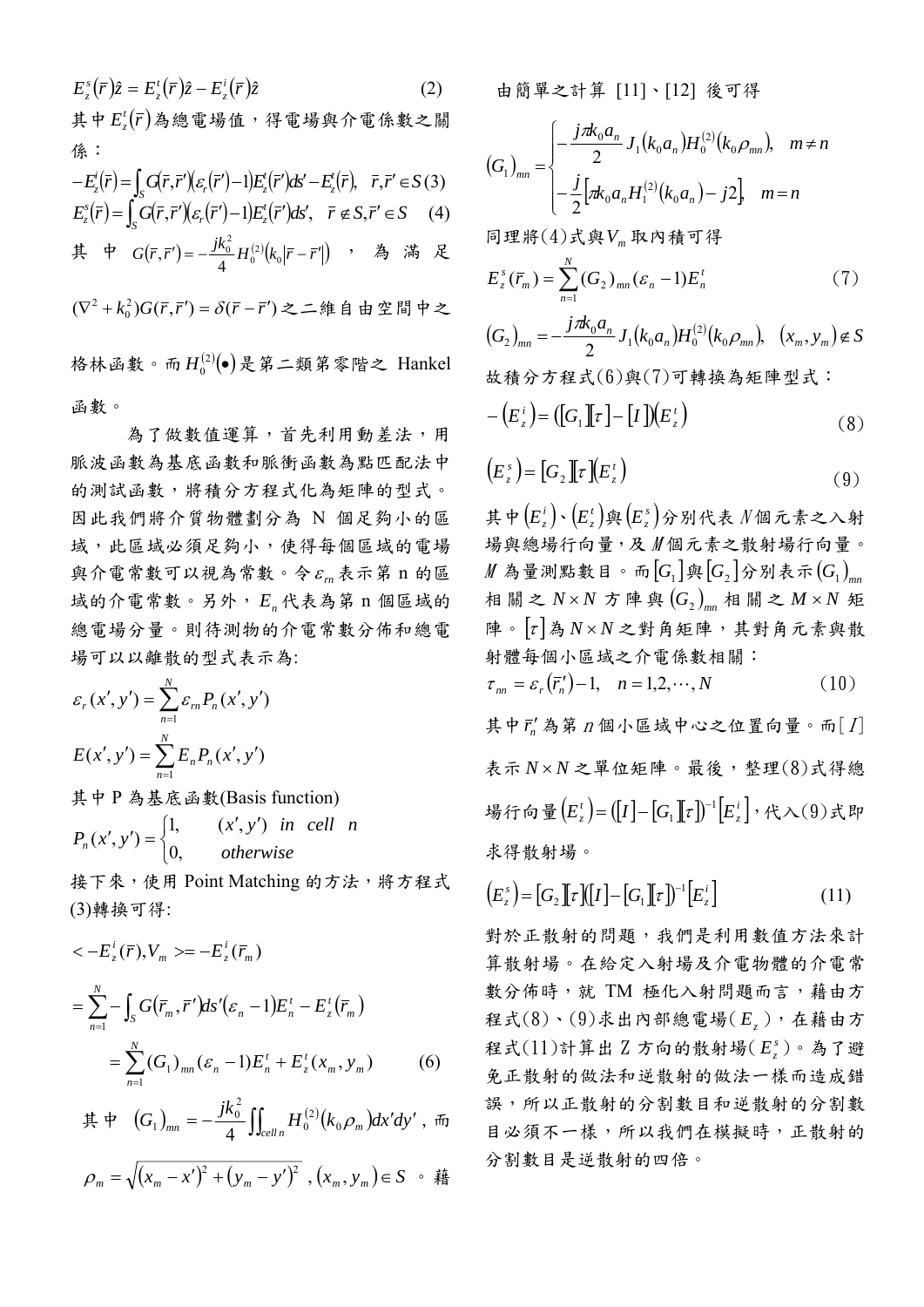$$E_z^s(\bar{r})\hat{z} = E_z^t(\bar{r})\hat{z} - E_z^i(\bar{r})\hat{z} \qquad (2)$$

其中 $E_z^t(\bar{r})$ 為總電場值，得電場與介電係數之關係：

$$-E_z^i(\bar{r}) = \int_S G(\bar{r},\bar{r}')(\varepsilon_r(\bar{r}')-1)E_z^t(\bar{r}')ds' - E_z^t(\bar{r}),\quad \bar{r},\bar{r}' \in S \quad (3)$$

$$E_z^s(\bar{r}) = \int_S G(\bar{r},\bar{r}')(\varepsilon_r(\bar{r}')-1)E_z^t(\bar{r}')ds',\quad \bar{r} \notin S, \bar{r}' \in S \quad (4)$$

其中 $G(\bar{r},\bar{r}') = -\frac{jk_0^2}{4}H_0^{(2)}(k_0|\bar{r}-\bar{r}'|)$，為滿足 $(\nabla^2 + k_0^2)G(\bar{r},\bar{r}') = \delta(\bar{r}-\bar{r}')$ 之二維自由空間中之格林函數。而 $H_0^{(2)}(\bullet)$ 是第二類第零階之 Hankel 函數。

為了做數值運算，首先利用動差法，用脈波函數為基底函數和脈衝函數為點匹配法中的測試函數，將積分方程式化為矩陣的型式。因此我們將介質物體劃分為 N 個足夠小的區域，此區域必須足夠小，使得每個區域的電場與介電常數可以視為常數。令 $\varepsilon_{rn}$ 表示第 n 的區域的介電常數。另外，$E_n$ 代表為第 n 個區域的總電場分量。則待測物的介電常數分佈和總電場可以以離散的型式表示為:

$$\varepsilon_r(x',y') = \sum_{n=1}^{N} \varepsilon_{rn} P_n(x',y')$$

$$E(x',y') = \sum_{n=1}^{N} E_n P_n(x',y')$$

其中 P 為基底函數(Basis function)

$$P_n(x',y') = \begin{cases} 1, & (x',y')\ \ in\ \ cell\ \ n \\ 0, & otherwise \end{cases}$$

接下來，使用 Point Matching 的方法，將方程式(3)轉換可得:

$$< -E_z^i(\bar{r}), V_m > = -E_z^i(\bar{r}_m)$$

$$= \sum_{n=1}^{N} -\int_S G(\bar{r}_m,\bar{r}')ds'(\varepsilon_n - 1)E_n^t - E_z^t(\bar{r}_m)$$

$$= \sum_{n=1}^{N} (G_1)_{mn}(\varepsilon_n - 1)E_n^t + E_z^t(x_m,y_m) \qquad (6)$$

其中 $(G_1)_{mn} = -\frac{jk_0^2}{4}\iint_{cell\ n} H_0^{(2)}(k_0\rho_m)dx'dy'$，而 $\rho_m = \sqrt{(x_m - x')^2 + (y_m - y')^2}$，$(x_m,y_m) \in S$。藉由簡單之計算 [11]、[12] 後可得

$$(G_1)_{mn} = \begin{cases} -\frac{j\pi k_0 a_n}{2}J_1(k_0 a_n)H_0^{(2)}(k_0\rho_{mn}), & m \neq n \\ -\frac{j}{2}\left[\pi k_0 a_n H_1^{(2)}(k_0 a_n) - j2\right], & m = n \end{cases}$$

同理將(4)式與 $V_m$ 取內積可得

$$E_z^s(\bar{r}_m) = \sum_{n=1}^{N} (G_2)_{mn}(\varepsilon_n - 1)E_n^t \qquad (7)$$

$$(G_2)_{mn} = -\frac{j\pi k_0 a_n}{2}J_1(k_0 a_n)H_0^{(2)}(k_0\rho_{mn}),\quad (x_m,y_m) \notin S$$

故積分方程式(6)與(7)可轉換為矩陣型式：

$$-(E_z^i) = ([G_1][\tau] - [I])(E_z^t) \qquad (8)$$

$$(E_z^s) = [G_2][\tau](E_z^t) \qquad (9)$$

其中 $(E_z^i)$、$(E_z^t)$ 與 $(E_z^s)$ 分別代表 $N$ 個元素之入射場與總場行向量，及 $M$ 個元素之散射場行向量。$M$ 為量測點數目。而 $[G_1]$ 與 $[G_2]$ 分別表示 $(G_1)_{mn}$ 相關之 $N \times N$ 方陣與 $(G_2)_{mn}$ 相關之 $M \times N$ 矩陣。$[\tau]$ 為 $N \times N$ 之對角矩陣，其對角元素與散射體每個小區域之介電係數相關：

$$\tau_{nn} = \varepsilon_r(\bar{r}_n') - 1,\quad n = 1,2,\cdots,N \qquad (10)$$

其中 $\bar{r}_n'$ 為第 $n$ 個小區域中心之位置向量。而 $[I]$ 表示 $N \times N$ 之單位矩陣。最後，整理(8)式得總場行向量 $(E_z^t) = ([I] - [G_1][\tau])^{-1}[E_z^i]$，代入(9)式即求得散射場。

$$(E_z^s) = [G_2][\tau]([I] - [G_1][\tau])^{-1}[E_z^i] \qquad (11)$$

對於正散射的問題，我們是利用數值方法來計算散射場。在給定入射場及介電物體的介電常數分佈時，就 TM 極化入射問題而言，藉由方程式(8)、(9)求出內部總電場($E_z$)，在藉由方程式(11)計算出 Z 方向的散射場($E_z^s$)。為了避免正散射的做法和逆散射的做法一樣而造成錯誤，所以正散射的分割數目和逆散射的分割數目必須不一樣，所以我們在模擬時，正散射的分割數目是逆散射的四倍。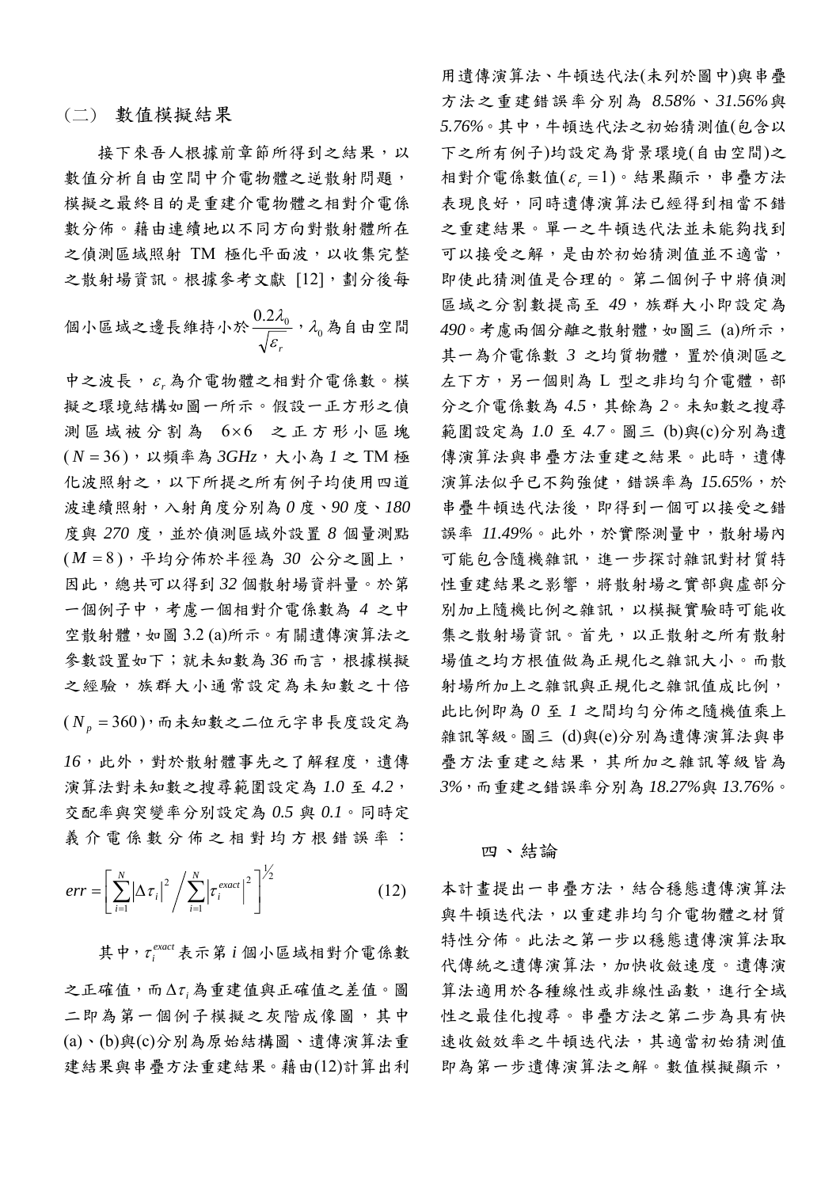## (二) 數值模擬結果

接下來吾人根據前章節所得到之結果，以數值分析自由空間中介電物體之逆散射問題，模擬之最終目的是重建介電物體之相對介電係數分佈。藉由連續地以不同方向對散射體所在之偵測區域照射 TM 極化平面波，以收集完整之散射場資訊。根據參考文獻 [12]，劃分後每個小區域之邊長維持小於 $\frac{0.2\lambda_0}{\sqrt{\varepsilon_r}}$，$\lambda_0$ 為自由空間中之波長，$\varepsilon_r$ 為介電物體之相對介電係數。模擬之環境結構如圖一所示。假設一正方形之偵測區域被分割為 6×6 之正方形小區塊 ($N=36$)，以頻率為 *3GHz*，大小為 *1* 之 TM 極化波照射之，以下所提之所有例子均使用四道波連續照射，入射角度分別為 *0* 度、*90* 度、*180* 度與 *270* 度，並於偵測區域外設置 *8* 個量測點 ($M=8$)，平均分佈於半徑為 *30* 公分之圓上，因此，總共可以得到 *32* 個散射場資料量。於第一個例子中，考慮一個相對介電係數為 *4* 之中空散射體，如圖 3.2 (a)所示。有關遺傳演算法之參數設置如下；就未知數為 *36* 而言，根據模擬之經驗，族群大小通常設定為未知數之十倍 ($N_p=360$)，而未知數之二位元字串長度設定為 *16*，此外，對於散射體事先之了解程度，遺傳演算法對未知數之搜尋範圍設定為 *1.0* 至 *4.2*，交配率與突變率分別設定為 *0.5* 與 *0.1*。同時定義介電係數分佈之相對均方根錯誤率：

$$err=\left[\sum_{i=1}^{N}\left|\Delta\tau_i\right|^2 \Big/ \sum_{i=1}^{N}\left|\tau_i^{exact}\right|^2\right]^{\frac{1}{2}} \qquad (12)$$

其中，$\tau_i^{exact}$ 表示第 *i* 個小區域相對介電係數之正確值，而 $\Delta\tau_i$ 為重建值與正確值之差值。圖二即為第一個例子模擬之灰階成像圖，其中 (a)、(b)與(c)分別為原始結構圖、遺傳演算法重建結果與串疊方法重建結果。藉由(12)計算出利用遺傳演算法、牛頓迭代法(未列於圖中)與串疊方法之重建錯誤率分別為 *8.58%*、*31.56%* 與 *5.76%*。其中，牛頓迭代法之初始猜測值(包含以下之所有例子)均設定為背景環境(自由空間)之相對介電係數值($\varepsilon_r=1$)。結果顯示，串疊方法表現良好，同時遺傳演算法已經得到相當不錯之重建結果。單一之牛頓迭代法並未能夠找到可以接受之解，是由於初始猜測值並不適當，即使此猜測值是合理的。第二個例子中將偵測區域之分割數提高至 *49*，族群大小即設定為 *490*。考慮兩個分離之散射體，如圖三 (a)所示，其一為介電係數 *3* 之均質物體，置於偵測區之左下方，另一個則為 L 型之非均勻介電體，部分之介電係數為 *4.5*，其餘為 *2*。未知數之搜尋範圍設定為 *1.0* 至 *4.7*。圖三 (b)與(c)分別為遺傳演算法與串疊方法重建之結果。此時，遺傳演算法似乎已不夠強健，錯誤率為 *15.65%*，於串疊牛頓迭代法後，即得到一個可以接受之錯誤率 *11.49%*。此外，於實際測量中，散射場內可能包含隨機雜訊，進一步探討雜訊對材質特性重建結果之影響，將散射場之實部與虛部分別加上隨機比例之雜訊，以模擬實驗時可能收集之散射場資訊。首先，以正散射之所有散射場值之均方根值做為正規化之雜訊大小。而散射場所加上之雜訊與正規化之雜訊值成比例，此比例即為 *0* 至 *1* 之間均勻分佈之隨機值乘上雜訊等級。圖三 (d)與(e)分別為遺傳演算法與串疊方法重建之結果，其所加之雜訊等級皆為 *3%*，而重建之錯誤率分別為 *18.27%* 與 *13.76%*。

# 四、結論

本計畫提出一串疊方法，結合穩態遺傳演算法與牛頓迭代法，以重建非均勻介電物體之材質特性分佈。此法之第一步以穩態遺傳演算法取代傳統之遺傳演算法，加快收斂速度。遺傳演算法適用於各種線性或非線性函數，進行全域性之最佳化搜尋。串疊方法之第二步為具有快速收斂效率之牛頓迭代法，其適當初始猜測值即為第一步遺傳演算法之解。數值模擬顯示，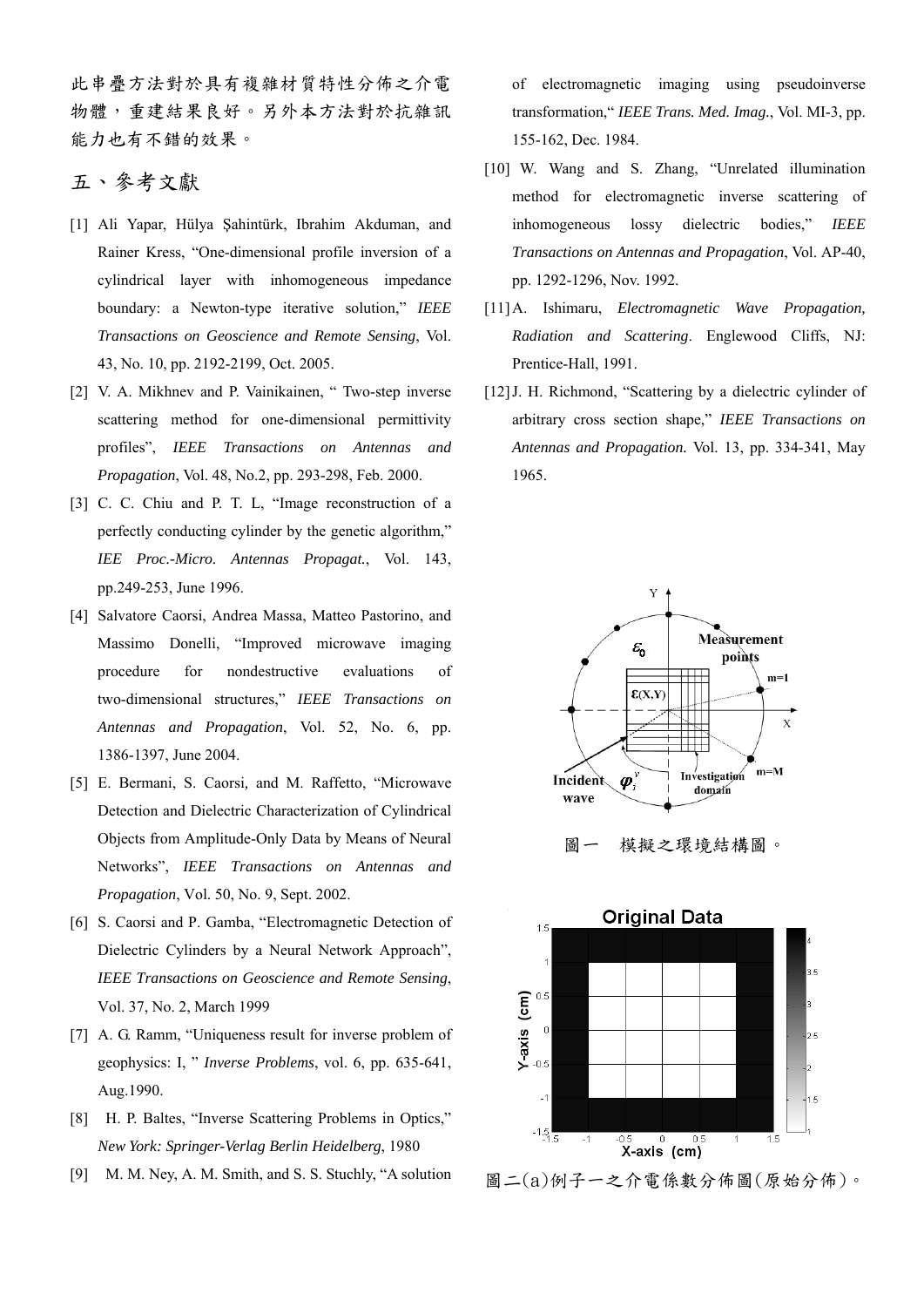此串疊方法對於具有複雜材質特性分佈之介電物體，重建結果良好。另外本方法對於抗雜訊能力也有不錯的效果。

# 五、參考文獻

[1] Ali Yapar, Hülya Şahintürk, Ibrahim Akduman, and Rainer Kress, "One-dimensional profile inversion of a cylindrical layer with inhomogeneous impedance boundary: a Newton-type iterative solution," *IEEE Transactions on Geoscience and Remote Sensing*, Vol. 43, No. 10, pp. 2192-2199, Oct. 2005.

[2] V. A. Mikhnev and P. Vainikainen, " Two-step inverse scattering method for one-dimensional permittivity profiles", *IEEE Transactions on Antennas and Propagation*, Vol. 48, No.2, pp. 293-298, Feb. 2000.

[3] C. C. Chiu and P. T. L, "Image reconstruction of a perfectly conducting cylinder by the genetic algorithm," *IEE Proc.-Micro. Antennas Propagat.*, Vol. 143, pp.249-253, June 1996.

[4] Salvatore Caorsi, Andrea Massa, Matteo Pastorino, and Massimo Donelli, "Improved microwave imaging procedure for nondestructive evaluations of two-dimensional structures," *IEEE Transactions on Antennas and Propagation*, Vol. 52, No. 6, pp. 1386-1397, June 2004.

[5] E. Bermani, S. Caorsi, and M. Raffetto, "Microwave Detection and Dielectric Characterization of Cylindrical Objects from Amplitude-Only Data by Means of Neural Networks", *IEEE Transactions on Antennas and Propagation*, Vol. 50, No. 9, Sept. 2002.

[6] S. Caorsi and P. Gamba, "Electromagnetic Detection of Dielectric Cylinders by a Neural Network Approach", *IEEE Transactions on Geoscience and Remote Sensing*, Vol. 37, No. 2, March 1999

[7] A. G. Ramm, "Uniqueness result for inverse problem of geophysics: I, " *Inverse Problems*, vol. 6, pp. 635-641, Aug.1990.

[8] H. P. Baltes, "Inverse Scattering Problems in Optics," *New York: Springer-Verlag Berlin Heidelberg*, 1980

[9] M. M. Ney, A. M. Smith, and S. S. Stuchly, "A solution of electromagnetic imaging using pseudoinverse transformation," *IEEE Trans. Med. Imag.*, Vol. MI-3, pp. 155-162, Dec. 1984.

[10] W. Wang and S. Zhang, "Unrelated illumination method for electromagnetic inverse scattering of inhomogeneous lossy dielectric bodies," *IEEE Transactions on Antennas and Propagation*, Vol. AP-40, pp. 1292-1296, Nov. 1992.

[11] A. Ishimaru, *Electromagnetic Wave Propagation, Radiation and Scattering*. Englewood Cliffs, NJ: Prentice-Hall, 1991.

[12] J. H. Richmond, "Scattering by a dielectric cylinder of arbitrary cross section shape," *IEEE Transactions on Antennas and Propagation.* Vol. 13, pp. 334-341, May 1965.

圖一　模擬之環境結構圖。

圖二(a)例子一之介電係數分佈圖(原始分佈)。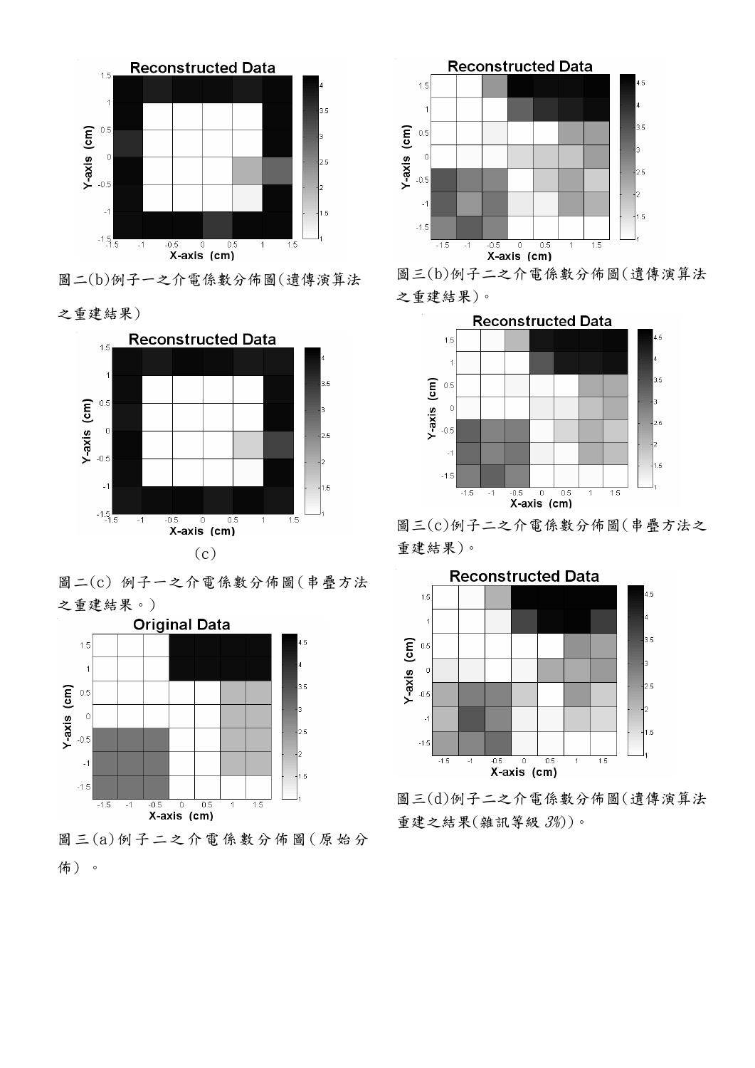圖二(b)例子一之介電係數分佈圖(遺傳演算法之重建結果)

(c)

圖二(c) 例子一之介電係數分佈圖(串疊方法之重建結果。)

圖三(a)例子二之介電係數分佈圖(原始分佈)。

圖三(b)例子二之介電係數分佈圖(遺傳演算法之重建結果)。

圖三(c)例子二之介電係數分佈圖(串疊方法之重建結果)。

圖三(d)例子二之介電係數分佈圖(遺傳演算法重建之結果(雜訊等級 *3%*))。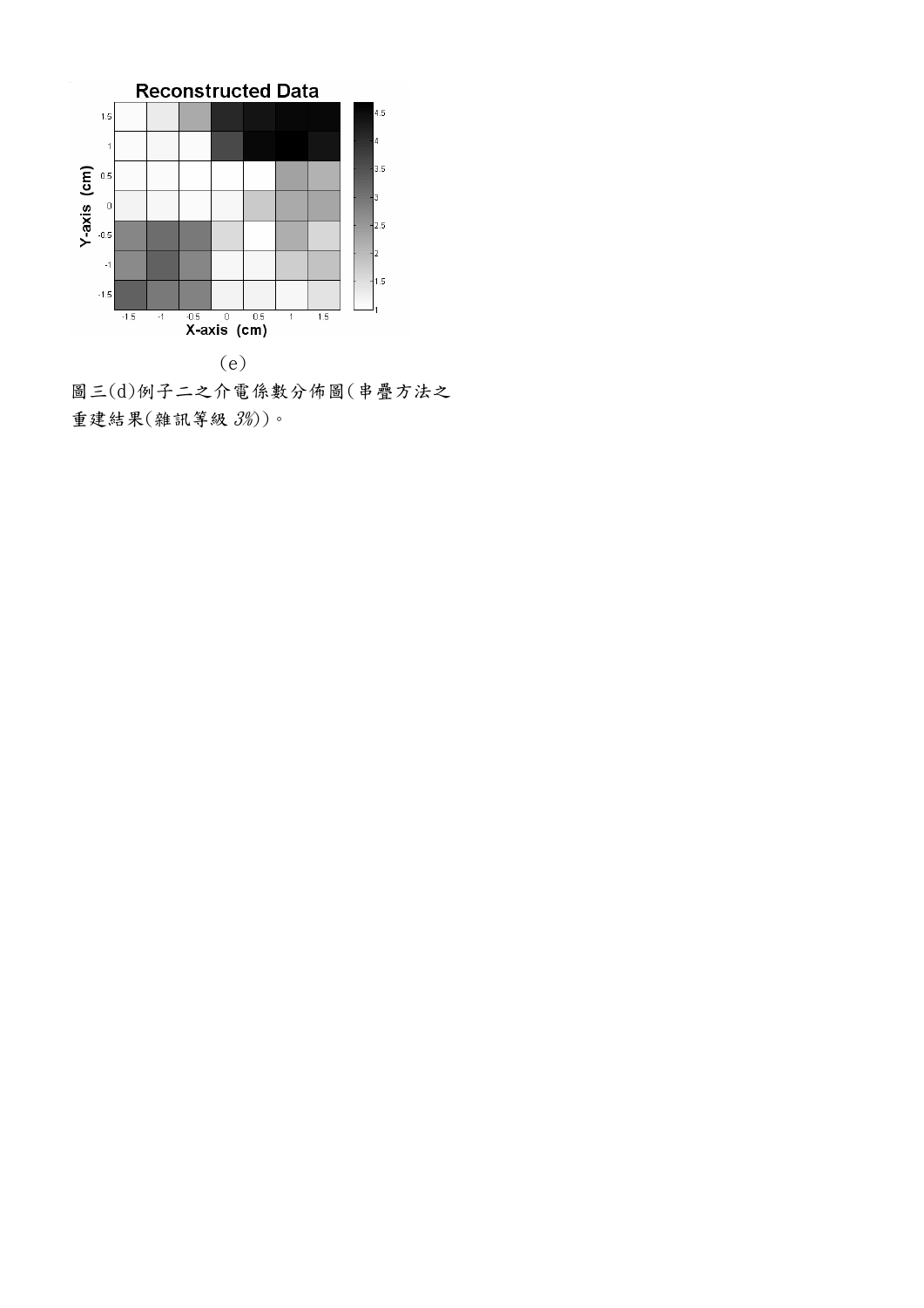Reconstructed Data

Y-axis (cm)

1.5
1
0.5
0
-0.5
-1
-1.5

X-axis (cm)

-1.5 -1 -0.5 0 0.5 1 1.5

4.5
4
3.5
3
2.5
2
1.5
1

(e)

圖三(d)例子二之介電係數分佈圖(串疊方法之重建結果(雜訊等級 *3%*))。